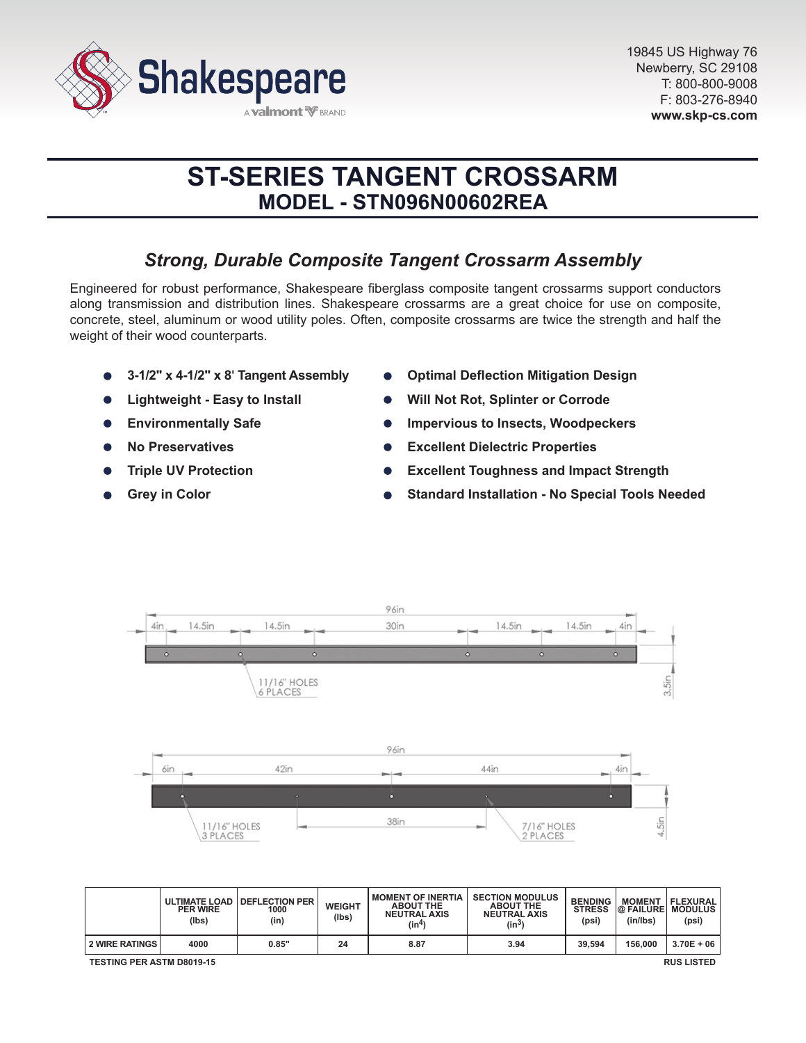Shakespeare

A valmont BRAND

19845 US Highway 76
Newberry, SC 29108
T: 800-800-9008
F: 803-276-8940
**www.skp-cs.com**

# ST-SERIES TANGENT CROSSARM
## MODEL - STN096N00602REA

### *Strong, Durable Composite Tangent Crossarm Assembly*

Engineered for robust performance, Shakespeare fiberglass composite tangent crossarms support conductors along transmission and distribution lines. Shakespeare crossarms are a great choice for use on composite, concrete, steel, aluminum or wood utility poles. Often, composite crossarms are twice the strength and half the weight of their wood counterparts.

- **3-1/2" x 4-1/2" x 8' Tangent Assembly**
- **Lightweight - Easy to Install**
- **Environmentally Safe**
- **No Preservatives**
- **Triple UV Protection**
- **Grey in Color**
- **Optimal Deflection Mitigation Design**
- **Will Not Rot, Splinter or Corrode**
- **Impervious to Insects, Woodpeckers**
- **Excellent Dielectric Properties**
- **Excellent Toughness and Impact Strength**
- **Standard Installation - No Special Tools Needed**

96in
4in | 14.5in | 14.5in | 30in | 14.5in | 14.5in | 4in
11/16" HOLES 6 PLACES
3.5in

96in
6in | 42in | 44in | 4in
38in
11/16" HOLES 3 PLACES
7/16" HOLES 2 PLACES
4.5in

| | ULTIMATE LOAD PER WIRE (lbs) | DEFLECTION PER 1000 (in) | WEIGHT (lbs) | MOMENT OF INERTIA ABOUT THE NEUTRAL AXIS ($in^4$) | SECTION MODULUS ABOUT THE NEUTRAL AXIS ($in^3$) | BENDING STRESS (psi) | MOMENT @ FAILURE (in/lbs) | FLEXURAL MODULUS (psi) |
|---|---|---|---|---|---|---|---|---|
| 2 WIRE RATINGS | 4000 | 0.85" | 24 | 8.87 | 3.94 | 39,594 | 156,000 | 3.70E + 06 |

TESTING PER ASTM D8019-15

RUS LISTED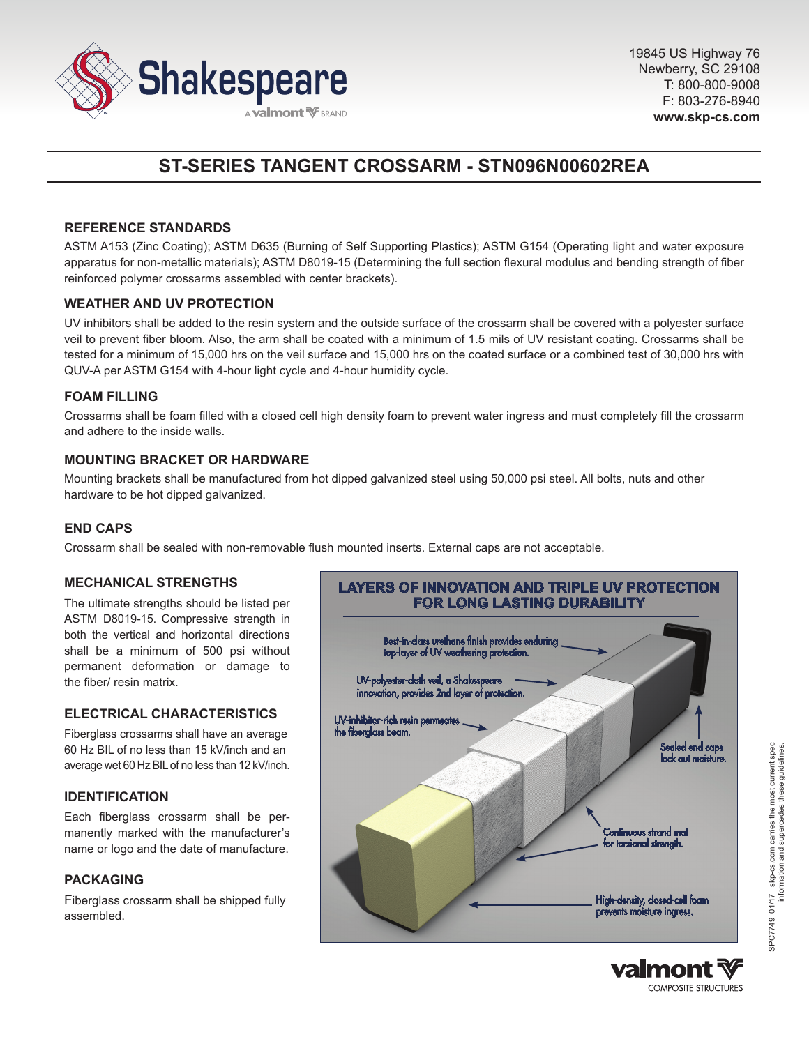## ST-SERIES TANGENT CROSSARM - STN096N00602REA

### REFERENCE STANDARDS

ASTM A153 (Zinc Coating); ASTM D635 (Burning of Self Supporting Plastics); ASTM G154 (Operating light and water exposure apparatus for non-metallic materials); ASTM D8019-15 (Determining the full section flexural modulus and bending strength of fiber reinforced polymer crossarms assembled with center brackets).

### WEATHER AND UV PROTECTION

UV inhibitors shall be added to the resin system and the outside surface of the crossarm shall be covered with a polyester surface veil to prevent fiber bloom. Also, the arm shall be coated with a minimum of 1.5 mils of UV resistant coating. Crossarms shall be tested for a minimum of 15,000 hrs on the veil surface and 15,000 hrs on the coated surface or a combined test of 30,000 hrs with QUV-A per ASTM G154 with 4-hour light cycle and 4-hour humidity cycle.

### FOAM FILLING

Crossarms shall be foam filled with a closed cell high density foam to prevent water ingress and must completely fill the crossarm and adhere to the inside walls.

### MOUNTING BRACKET OR HARDWARE

Mounting brackets shall be manufactured from hot dipped galvanized steel using 50,000 psi steel. All bolts, nuts and other hardware to be hot dipped galvanized.

### END CAPS

Crossarm shall be sealed with non-removable flush mounted inserts. External caps are not acceptable.

### MECHANICAL STRENGTHS

The ultimate strengths should be listed per ASTM D8019-15. Compressive strength in both the vertical and horizontal directions shall be a minimum of 500 psi without permanent deformation or damage to the fiber/ resin matrix.

### ELECTRICAL CHARACTERISTICS

Fiberglass crossarms shall have an average 60 Hz BIL of no less than 15 kV/inch and an average wet 60 Hz BIL of no less than 12 kV/inch.

### IDENTIFICATION

Each fiberglass crossarm shall be permanently marked with the manufacturer's name or logo and the date of manufacture.

### PACKAGING

Fiberglass crossarm shall be shipped fully assembled.

LAYERS OF INNOVATION AND TRIPLE UV PROTECTION FOR LONG LASTING DURABILITY

Best-in-class urethane finish provides enduring top-layer of UV weathering protection.

UV-polyester-cloth veil, a Shakespeare innovation, provides 2nd layer of protection.

UV-inhibitor-rich resin permeates the fiberglass beam.

Sealed end caps lock out moisture.

Continuous strand mat for torsional strength.

High-density, closed-cell foam prevents moisture ingress.

SPC7749 01/17 skp-cs.com carries the most current spec information and supercedes these guidelines.